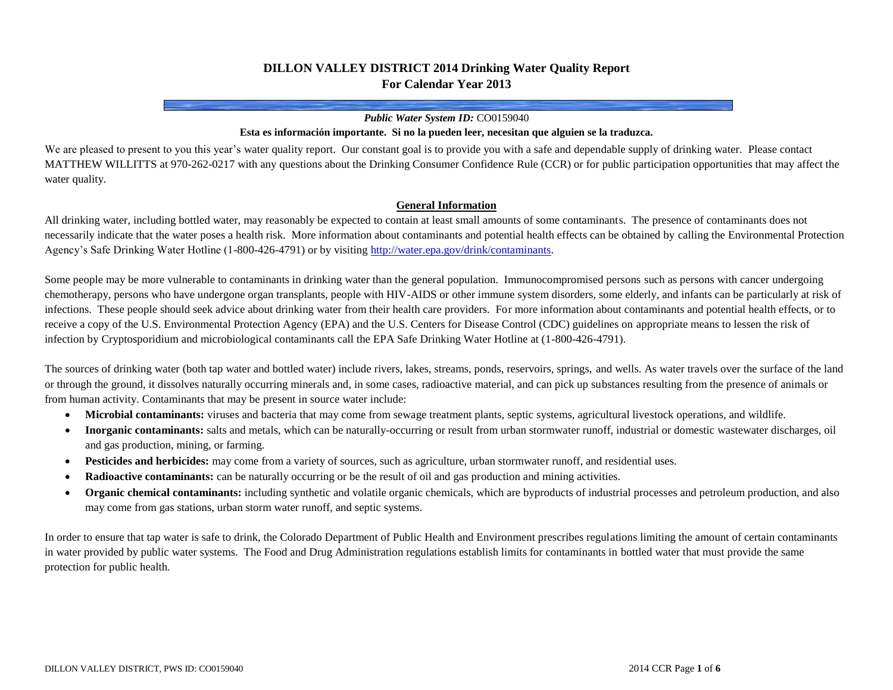# DILLON VALLEY DISTRICT 2014 Drinking Water Quality Report
# For Calendar Year 2013

***Public Water System ID:*** CO0159040

**Esta es información importante. Si no la pueden leer, necesitan que alguien se la traduzca.**

We are pleased to present to you this year's water quality report. Our constant goal is to provide you with a safe and dependable supply of drinking water. Please contact MATTHEW WILLITTS at 970-262-0217 with any questions about the Drinking Consumer Confidence Rule (CCR) or for public participation opportunities that may affect the water quality.

## General Information

All drinking water, including bottled water, may reasonably be expected to contain at least small amounts of some contaminants. The presence of contaminants does not necessarily indicate that the water poses a health risk. More information about contaminants and potential health effects can be obtained by calling the Environmental Protection Agency's Safe Drinking Water Hotline (1-800-426-4791) or by visiting http://water.epa.gov/drink/contaminants.

Some people may be more vulnerable to contaminants in drinking water than the general population. Immunocompromised persons such as persons with cancer undergoing chemotherapy, persons who have undergone organ transplants, people with HIV-AIDS or other immune system disorders, some elderly, and infants can be particularly at risk of infections. These people should seek advice about drinking water from their health care providers. For more information about contaminants and potential health effects, or to receive a copy of the U.S. Environmental Protection Agency (EPA) and the U.S. Centers for Disease Control (CDC) guidelines on appropriate means to lessen the risk of infection by Cryptosporidium and microbiological contaminants call the EPA Safe Drinking Water Hotline at (1-800-426-4791).

The sources of drinking water (both tap water and bottled water) include rivers, lakes, streams, ponds, reservoirs, springs, and wells. As water travels over the surface of the land or through the ground, it dissolves naturally occurring minerals and, in some cases, radioactive material, and can pick up substances resulting from the presence of animals or from human activity. Contaminants that may be present in source water include:

- **Microbial contaminants:** viruses and bacteria that may come from sewage treatment plants, septic systems, agricultural livestock operations, and wildlife.
- **Inorganic contaminants:** salts and metals, which can be naturally-occurring or result from urban stormwater runoff, industrial or domestic wastewater discharges, oil and gas production, mining, or farming.
- **Pesticides and herbicides:** may come from a variety of sources, such as agriculture, urban stormwater runoff, and residential uses.
- **Radioactive contaminants:** can be naturally occurring or be the result of oil and gas production and mining activities.
- **Organic chemical contaminants:** including synthetic and volatile organic chemicals, which are byproducts of industrial processes and petroleum production, and also may come from gas stations, urban storm water runoff, and septic systems.

In order to ensure that tap water is safe to drink, the Colorado Department of Public Health and Environment prescribes regulations limiting the amount of certain contaminants in water provided by public water systems. The Food and Drug Administration regulations establish limits for contaminants in bottled water that must provide the same protection for public health.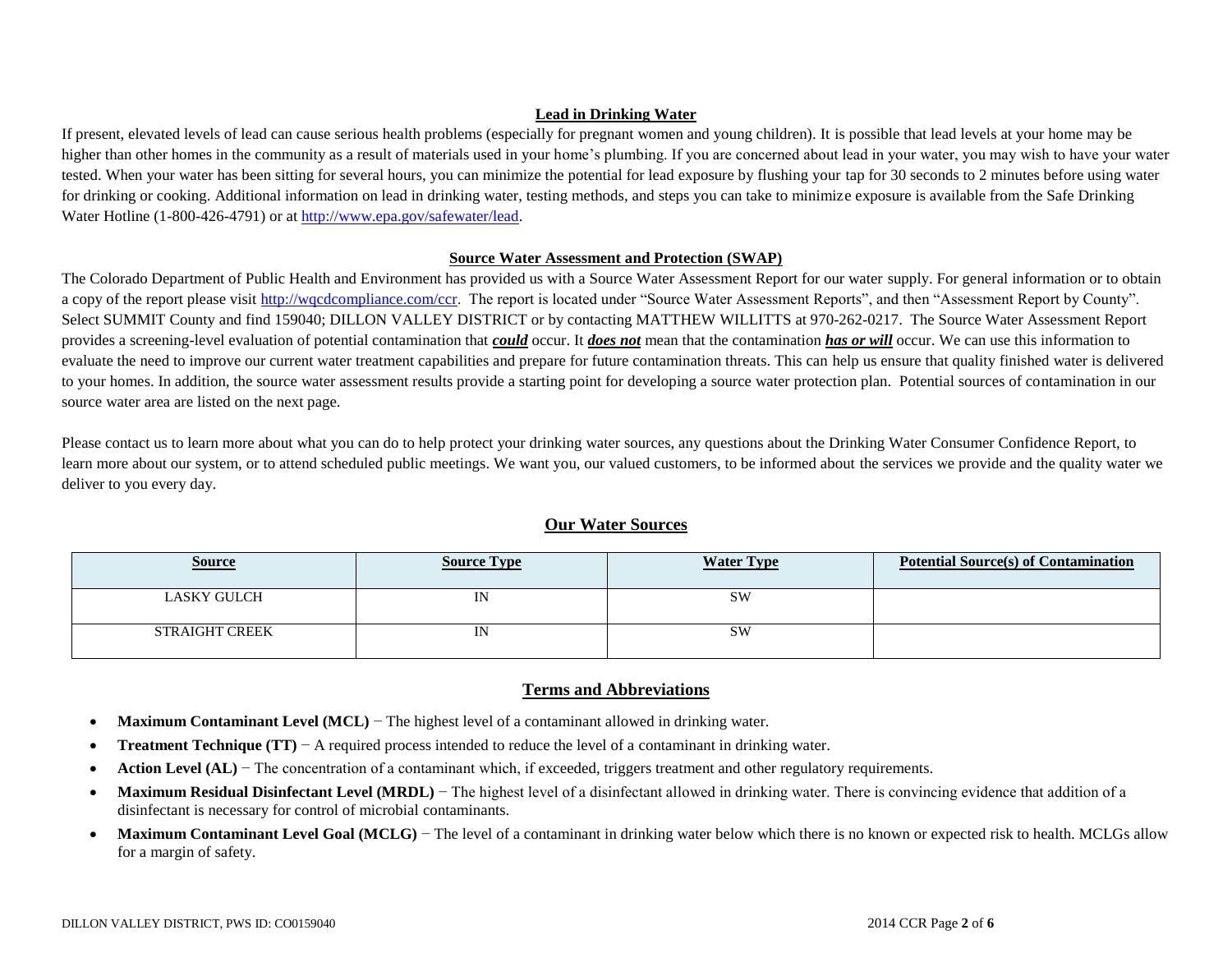## Lead in Drinking Water

If present, elevated levels of lead can cause serious health problems (especially for pregnant women and young children). It is possible that lead levels at your home may be higher than other homes in the community as a result of materials used in your home's plumbing. If you are concerned about lead in your water, you may wish to have your water tested. When your water has been sitting for several hours, you can minimize the potential for lead exposure by flushing your tap for 30 seconds to 2 minutes before using water for drinking or cooking. Additional information on lead in drinking water, testing methods, and steps you can take to minimize exposure is available from the Safe Drinking Water Hotline (1-800-426-4791) or at http://www.epa.gov/safewater/lead.

## Source Water Assessment and Protection (SWAP)

The Colorado Department of Public Health and Environment has provided us with a Source Water Assessment Report for our water supply. For general information or to obtain a copy of the report please visit http://wqcdcompliance.com/ccr. The report is located under "Source Water Assessment Reports", and then "Assessment Report by County". Select SUMMIT County and find 159040; DILLON VALLEY DISTRICT or by contacting MATTHEW WILLITTS at 970-262-0217. The Source Water Assessment Report provides a screening-level evaluation of potential contamination that ***could*** occur. It ***does not*** mean that the contamination ***has or will*** occur. We can use this information to evaluate the need to improve our current water treatment capabilities and prepare for future contamination threats. This can help us ensure that quality finished water is delivered to your homes. In addition, the source water assessment results provide a starting point for developing a source water protection plan. Potential sources of contamination in our source water area are listed on the next page.

Please contact us to learn more about what you can do to help protect your drinking water sources, any questions about the Drinking Water Consumer Confidence Report, to learn more about our system, or to attend scheduled public meetings. We want you, our valued customers, to be informed about the services we provide and the quality water we deliver to you every day.

## Our Water Sources

| Source | Source Type | Water Type | Potential Source(s) of Contamination |
|---|---|---|---|
| LASKY GULCH | IN | SW | |
| STRAIGHT CREEK | IN | SW | |

## Terms and Abbreviations

- **Maximum Contaminant Level (MCL)** − The highest level of a contaminant allowed in drinking water.
- **Treatment Technique (TT)** − A required process intended to reduce the level of a contaminant in drinking water.
- **Action Level (AL)** − The concentration of a contaminant which, if exceeded, triggers treatment and other regulatory requirements.
- **Maximum Residual Disinfectant Level (MRDL)** − The highest level of a disinfectant allowed in drinking water. There is convincing evidence that addition of a disinfectant is necessary for control of microbial contaminants.
- **Maximum Contaminant Level Goal (MCLG)** − The level of a contaminant in drinking water below which there is no known or expected risk to health. MCLGs allow for a margin of safety.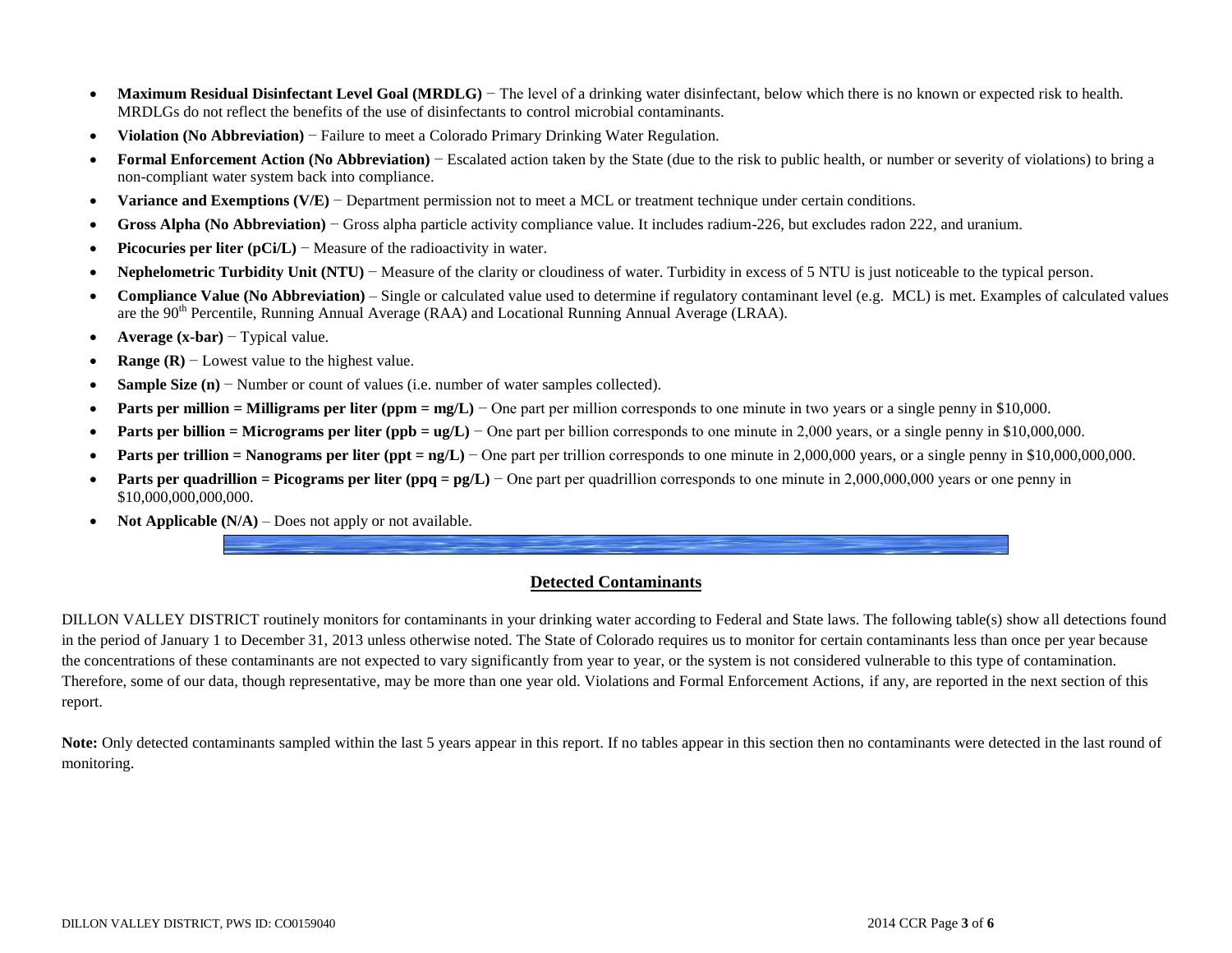- **Maximum Residual Disinfectant Level Goal (MRDLG)** − The level of a drinking water disinfectant, below which there is no known or expected risk to health. MRDLGs do not reflect the benefits of the use of disinfectants to control microbial contaminants.
- **Violation (No Abbreviation)** − Failure to meet a Colorado Primary Drinking Water Regulation.
- **Formal Enforcement Action (No Abbreviation)** − Escalated action taken by the State (due to the risk to public health, or number or severity of violations) to bring a non-compliant water system back into compliance.
- **Variance and Exemptions (V/E)** − Department permission not to meet a MCL or treatment technique under certain conditions.
- **Gross Alpha (No Abbreviation)** − Gross alpha particle activity compliance value. It includes radium-226, but excludes radon 222, and uranium.
- **Picocuries per liter (pCi/L)** − Measure of the radioactivity in water.
- **Nephelometric Turbidity Unit (NTU)** − Measure of the clarity or cloudiness of water. Turbidity in excess of 5 NTU is just noticeable to the typical person.
- **Compliance Value (No Abbreviation)** – Single or calculated value used to determine if regulatory contaminant level (e.g. MCL) is met. Examples of calculated values are the 90th Percentile, Running Annual Average (RAA) and Locational Running Annual Average (LRAA).
- **Average (x-bar)** − Typical value.
- **Range (R)** − Lowest value to the highest value.
- **Sample Size (n)** − Number or count of values (i.e. number of water samples collected).
- **Parts per million = Milligrams per liter (ppm = mg/L)** − One part per million corresponds to one minute in two years or a single penny in $10,000.
- **Parts per billion = Micrograms per liter (ppb = ug/L)** − One part per billion corresponds to one minute in 2,000 years, or a single penny in $10,000,000.
- **Parts per trillion = Nanograms per liter (ppt = ng/L)** − One part per trillion corresponds to one minute in 2,000,000 years, or a single penny in $10,000,000,000.
- **Parts per quadrillion = Picograms per liter (ppq = pg/L)** − One part per quadrillion corresponds to one minute in 2,000,000,000 years or one penny in $10,000,000,000,000.
- **Not Applicable (N/A)** – Does not apply or not available.

## Detected Contaminants

DILLON VALLEY DISTRICT routinely monitors for contaminants in your drinking water according to Federal and State laws. The following table(s) show all detections found in the period of January 1 to December 31, 2013 unless otherwise noted. The State of Colorado requires us to monitor for certain contaminants less than once per year because the concentrations of these contaminants are not expected to vary significantly from year to year, or the system is not considered vulnerable to this type of contamination. Therefore, some of our data, though representative, may be more than one year old. Violations and Formal Enforcement Actions, if any, are reported in the next section of this report.

**Note:** Only detected contaminants sampled within the last 5 years appear in this report. If no tables appear in this section then no contaminants were detected in the last round of monitoring.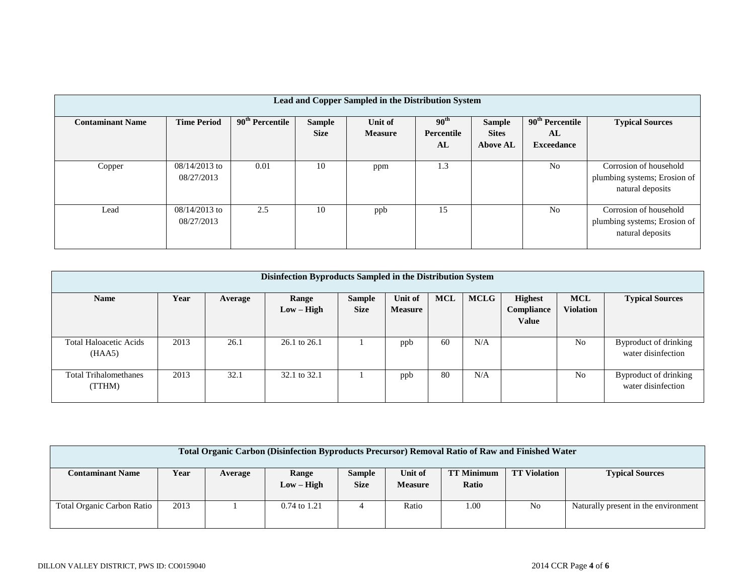| Lead and Copper Sampled in the Distribution System | | | | | | | | |
|---|---|---|---|---|---|---|---|---|
| **Contaminant Name** | **Time Period** | **90th Percentile** | **Sample Size** | **Unit of Measure** | **90th Percentile AL** | **Sample Sites Above AL** | **90th Percentile AL Exceedance** | **Typical Sources** |
| Copper | 08/14/2013 to 08/27/2013 | 0.01 | 10 | ppm | 1.3 | | No | Corrosion of household plumbing systems; Erosion of natural deposits |
| Lead | 08/14/2013 to 08/27/2013 | 2.5 | 10 | ppb | 15 | | No | Corrosion of household plumbing systems; Erosion of natural deposits |

| Disinfection Byproducts Sampled in the Distribution System | | | | | | | | | | |
|---|---|---|---|---|---|---|---|---|---|---|
| **Name** | **Year** | **Average** | **Range Low – High** | **Sample Size** | **Unit of Measure** | **MCL** | **MCLG** | **Highest Compliance Value** | **MCL Violation** | **Typical Sources** |
| Total Haloacetic Acids (HAA5) | 2013 | 26.1 | 26.1 to 26.1 | 1 | ppb | 60 | N/A | | No | Byproduct of drinking water disinfection |
| Total Trihalomethanes (TTHM) | 2013 | 32.1 | 32.1 to 32.1 | 1 | ppb | 80 | N/A | | No | Byproduct of drinking water disinfection |

| Total Organic Carbon (Disinfection Byproducts Precursor) Removal Ratio of Raw and Finished Water | | | | | | | | |
|---|---|---|---|---|---|---|---|---|
| **Contaminant Name** | **Year** | **Average** | **Range Low – High** | **Sample Size** | **Unit of Measure** | **TT Minimum Ratio** | **TT Violation** | **Typical Sources** |
| Total Organic Carbon Ratio | 2013 | 1 | 0.74 to 1.21 | 4 | Ratio | 1.00 | No | Naturally present in the environment |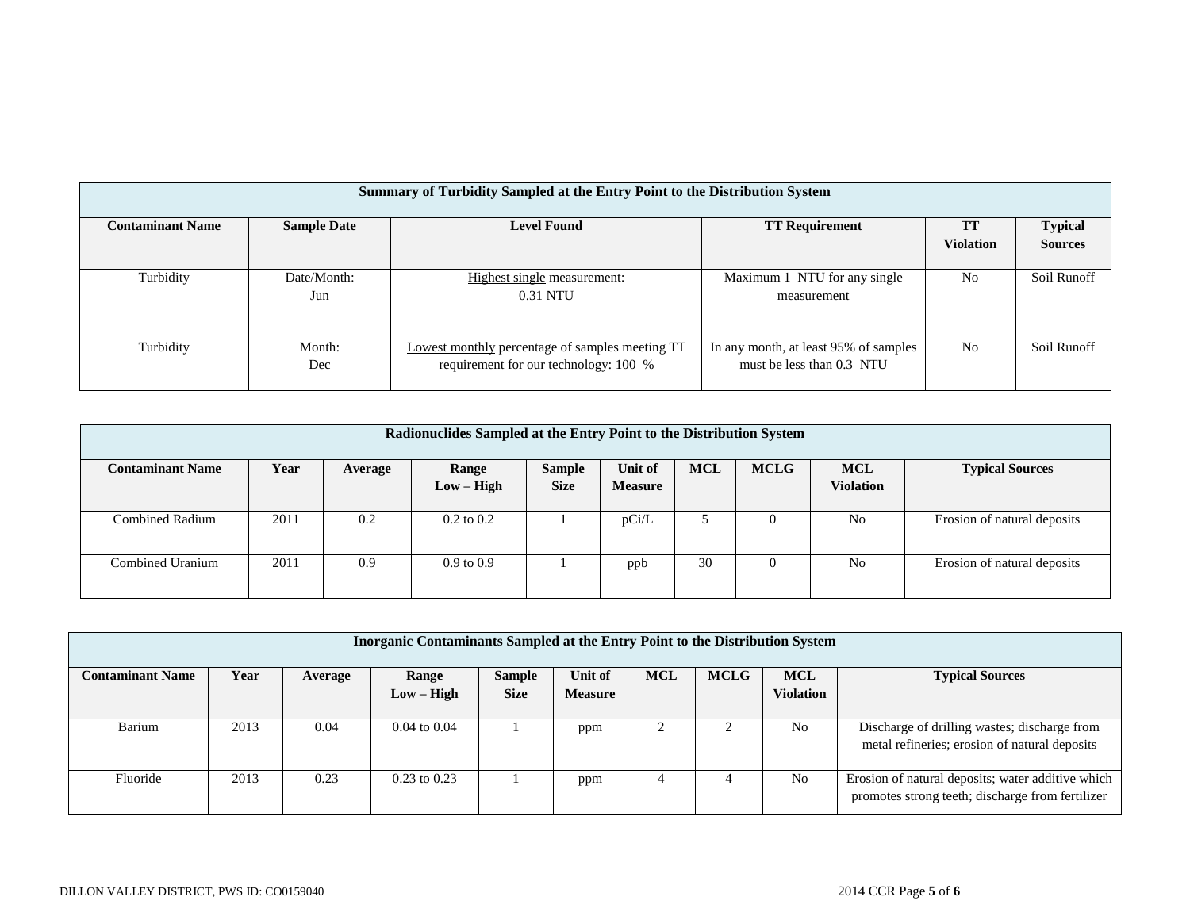| Summary of Turbidity Sampled at the Entry Point to the Distribution System | | | | | |
|---|---|---|---|---|---|
| **Contaminant Name** | **Sample Date** | **Level Found** | **TT Requirement** | **TT Violation** | **Typical Sources** |
| Turbidity | Date/Month: Jun | Highest single measurement: 0.31 NTU | Maximum 1 NTU for any single measurement | No | Soil Runoff |
| Turbidity | Month: Dec | Lowest monthly percentage of samples meeting TT requirement for our technology: 100 % | In any month, at least 95% of samples must be less than 0.3 NTU | No | Soil Runoff |

| Radionuclides Sampled at the Entry Point to the Distribution System | | | | | | | | | |
|---|---|---|---|---|---|---|---|---|---|
| **Contaminant Name** | **Year** | **Average** | **Range Low – High** | **Sample Size** | **Unit of Measure** | **MCL** | **MCLG** | **MCL Violation** | **Typical Sources** |
| Combined Radium | 2011 | 0.2 | 0.2 to 0.2 | 1 | pCi/L | 5 | 0 | No | Erosion of natural deposits |
| Combined Uranium | 2011 | 0.9 | 0.9 to 0.9 | 1 | ppb | 30 | 0 | No | Erosion of natural deposits |

| Inorganic Contaminants Sampled at the Entry Point to the Distribution System | | | | | | | | | |
|---|---|---|---|---|---|---|---|---|---|
| **Contaminant Name** | **Year** | **Average** | **Range Low – High** | **Sample Size** | **Unit of Measure** | **MCL** | **MCLG** | **MCL Violation** | **Typical Sources** |
| Barium | 2013 | 0.04 | 0.04 to 0.04 | 1 | ppm | 2 | 2 | No | Discharge of drilling wastes; discharge from metal refineries; erosion of natural deposits |
| Fluoride | 2013 | 0.23 | 0.23 to 0.23 | 1 | ppm | 4 | 4 | No | Erosion of natural deposits; water additive which promotes strong teeth; discharge from fertilizer |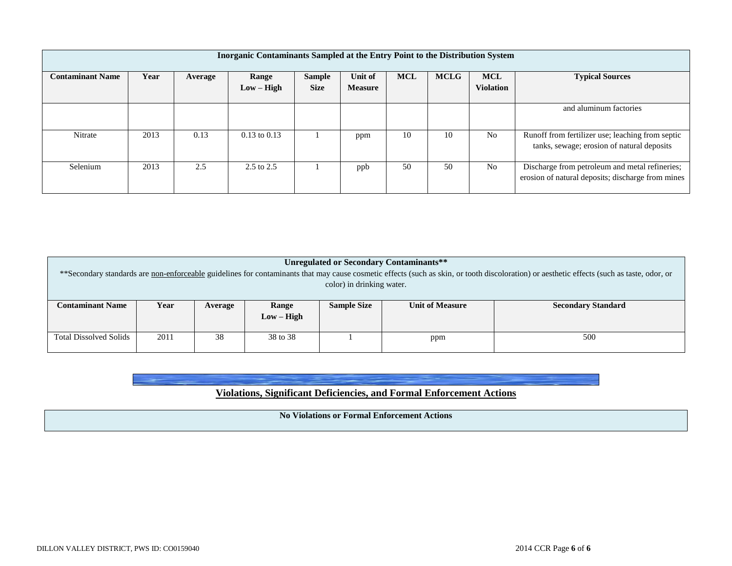| Inorganic Contaminants Sampled at the Entry Point to the Distribution System | | | | | | | | | |
|---|---|---|---|---|---|---|---|---|---|
| **Contaminant Name** | **Year** | **Average** | **Range Low – High** | **Sample Size** | **Unit of Measure** | **MCL** | **MCLG** | **MCL Violation** | **Typical Sources** |
| | | | | | | | | | and aluminum factories |
| Nitrate | 2013 | 0.13 | 0.13 to 0.13 | 1 | ppm | 10 | 10 | No | Runoff from fertilizer use; leaching from septic tanks, sewage; erosion of natural deposits |
| Selenium | 2013 | 2.5 | 2.5 to 2.5 | 1 | ppb | 50 | 50 | No | Discharge from petroleum and metal refineries; erosion of natural deposits; discharge from mines |

**Unregulated or Secondary Contaminants****

**Secondary standards are non-enforceable guidelines for contaminants that may cause cosmetic effects (such as skin, or tooth discoloration) or aesthetic effects (such as taste, odor, or color) in drinking water.

| Contaminant Name | Year | Average | Range Low – High | Sample Size | Unit of Measure | Secondary Standard |
|---|---|---|---|---|---|---|
| Total Dissolved Solids | 2011 | 38 | 38 to 38 | 1 | ppm | 500 |

## Violations, Significant Deficiencies, and Formal Enforcement Actions

**No Violations or Formal Enforcement Actions**